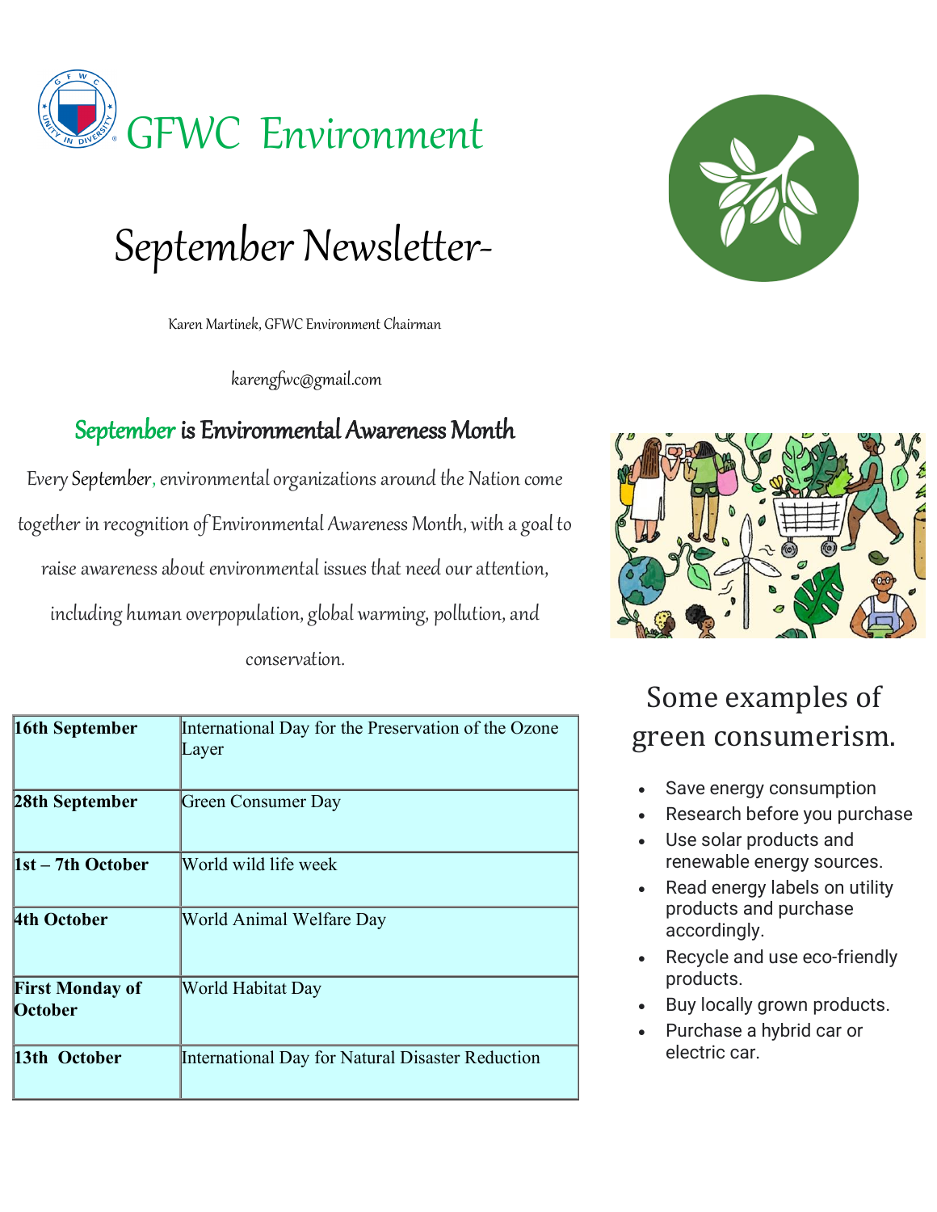# GFWC Environment

# September Newsletter-

Karen Martinek, GFWC Environment Chairman

karengfwc@gmail.com

## September is Environmental Awareness Month

Every September, environmental organizations around the Nation come together in recognition of Environmental Awareness Month, with a goal to raise awareness about environmental issues that need our attention, including human overpopulation, global warming, pollution, and conservation.

| **16th September** | International Day for the Preservation of the Ozone Layer |
|---|---|
| **28th September** | Green Consumer Day |
| **1st – 7th October** | World wild life week |
| **4th October** | World Animal Welfare Day |
| **First Monday of October** | World Habitat Day |
| **13th October** | International Day for Natural Disaster Reduction |

## Some examples of green consumerism.

- Save energy consumption
- Research before you purchase
- Use solar products and renewable energy sources.
- Read energy labels on utility products and purchase accordingly.
- Recycle and use eco-friendly products.
- Buy locally grown products.
- Purchase a hybrid car or electric car.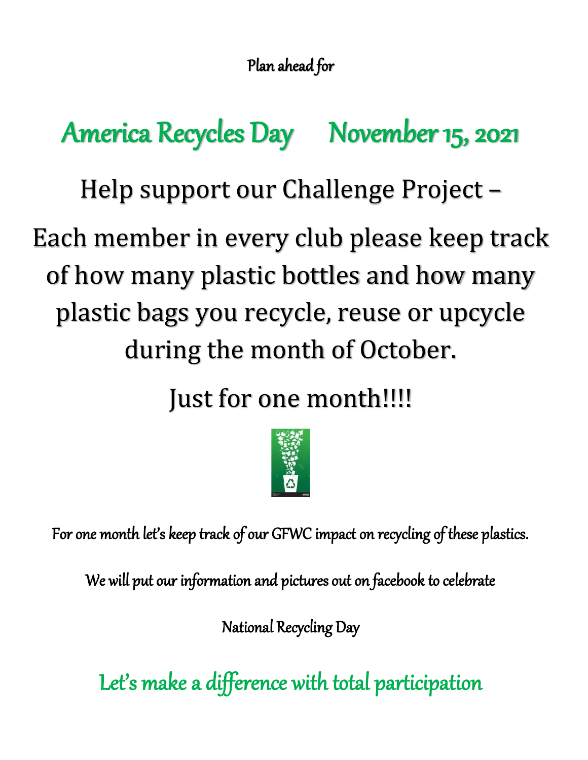Plan ahead for

# America Recycles Day    November 15, 2021

Help support our Challenge Project –

Each member in every club please keep track of how many plastic bottles and how many plastic bags you recycle, reuse or upcycle during the month of October.

Just for one month!!!!

For one month let's keep track of our GFWC impact on recycling of these plastics.

We will put our information and pictures out on facebook to celebrate

National Recycling Day

Let's make a difference with total participation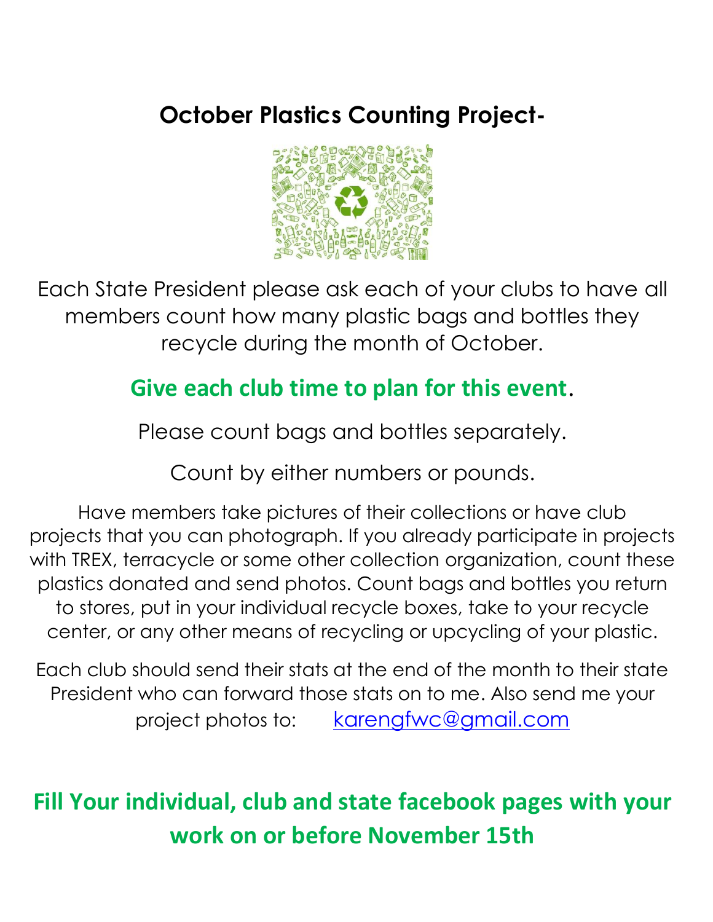# October Plastics Counting Project-

Each State President please ask each of your clubs to have all members count how many plastic bags and bottles they recycle during the month of October.

**Give each club time to plan for this event**.

Please count bags and bottles separately.

Count by either numbers or pounds.

Have members take pictures of their collections or have club projects that you can photograph. If you already participate in projects with TREX, terracycle or some other collection organization, count these plastics donated and send photos. Count bags and bottles you return to stores, put in your individual recycle boxes, take to your recycle center, or any other means of recycling or upcycling of your plastic.

Each club should send their stats at the end of the month to their state President who can forward those stats on to me. Also send me your project photos to: karengfwc@gmail.com

**Fill Your individual, club and state facebook pages with your work on or before November 15th**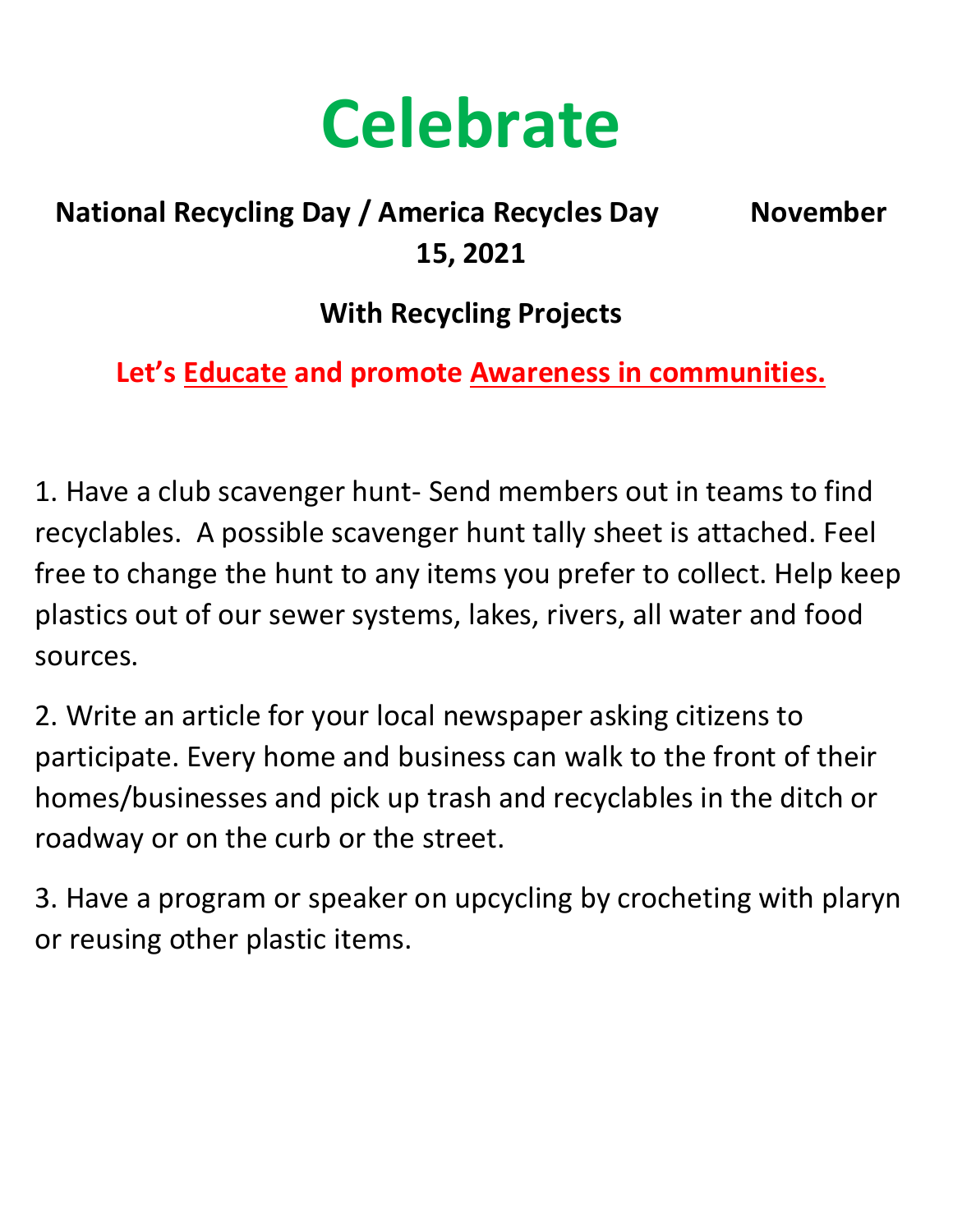# Celebrate

**National Recycling Day / America Recycles Day November 15, 2021**

**With Recycling Projects**

**Let's <u>Educate</u> and promote <u>Awareness in communities.</u>**

1. Have a club scavenger hunt- Send members out in teams to find recyclables. A possible scavenger hunt tally sheet is attached. Feel free to change the hunt to any items you prefer to collect. Help keep plastics out of our sewer systems, lakes, rivers, all water and food sources.

2. Write an article for your local newspaper asking citizens to participate. Every home and business can walk to the front of their homes/businesses and pick up trash and recyclables in the ditch or roadway or on the curb or the street.

3. Have a program or speaker on upcycling by crocheting with plaryn or reusing other plastic items.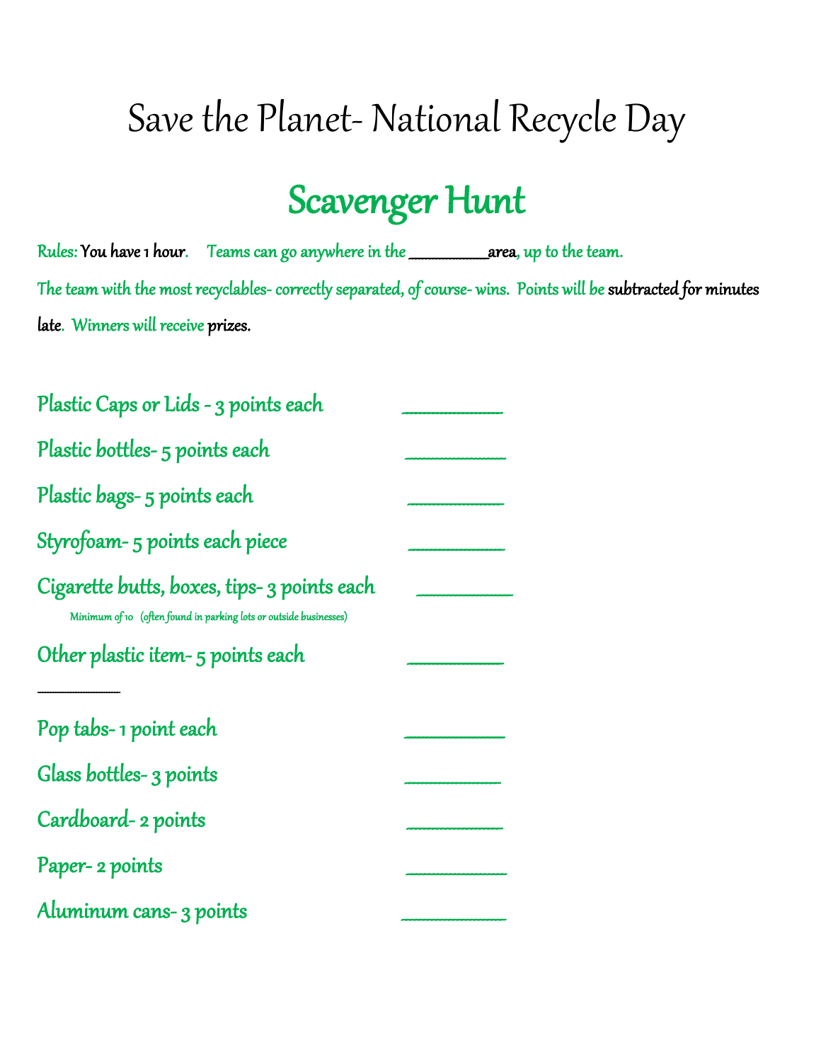# Save the Planet- National Recycle Day

## Scavenger Hunt

Rules: You have 1 hour. Teams can go anywhere in the __________area, up to the team.

The team with the most recyclables- correctly separated, of course- wins. Points will be subtracted for minutes late. Winners will receive prizes.

Plastic Caps or Lids - 3 points each ____________

Plastic bottles- 5 points each ____________

Plastic bags- 5 points each ____________

Styrofoam- 5 points each piece ____________

Cigarette butts, boxes, tips- 3 points each ____________

Minimum of 10 (often found in parking lots or outside businesses)

Other plastic item- 5 points each ____________

____________

Pop tabs- 1 point each ____________

Glass bottles- 3 points ____________

Cardboard- 2 points ____________

Paper- 2 points ____________

Aluminum cans- 3 points ____________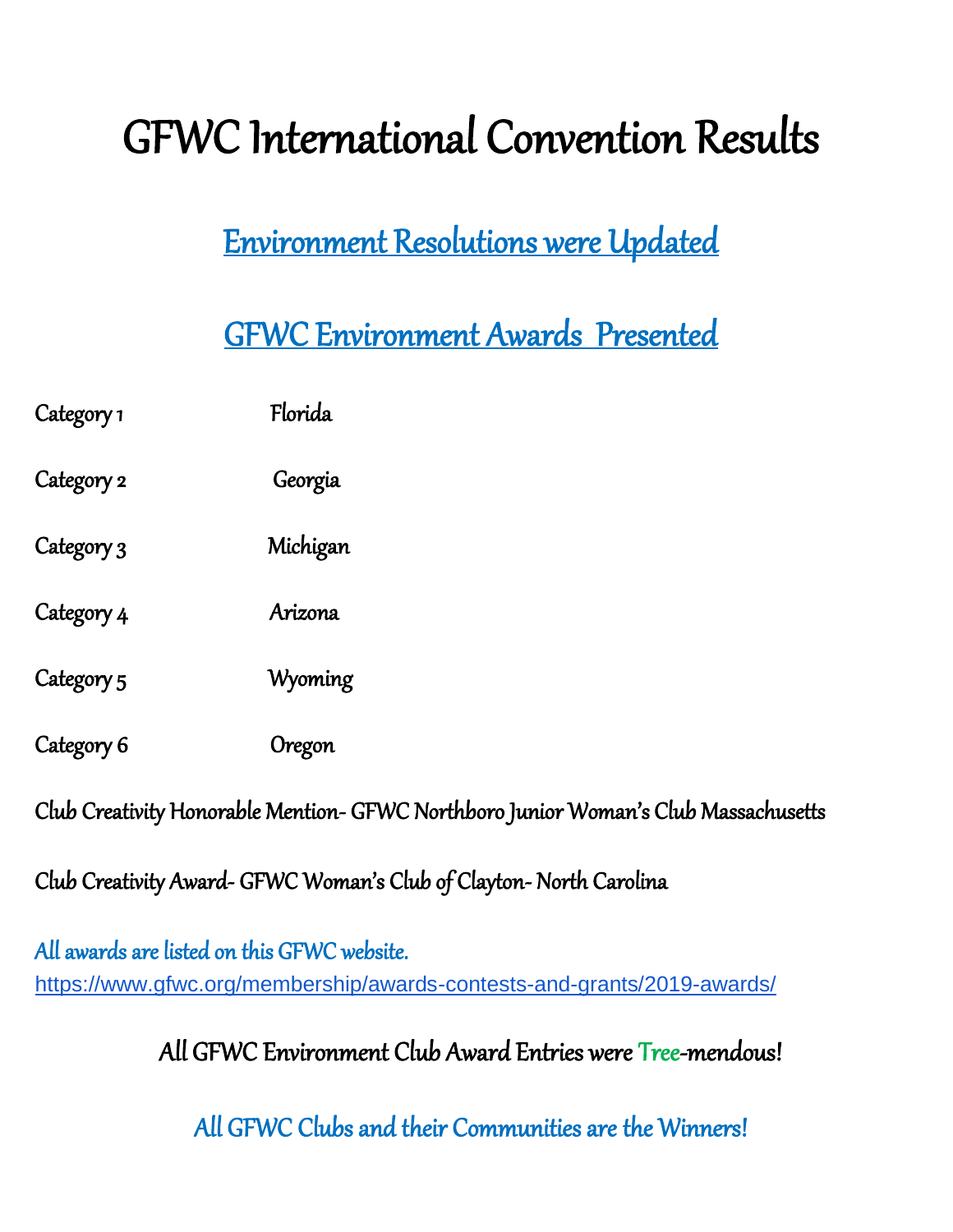# GFWC International Convention Results

## Environment Resolutions were Updated

## GFWC Environment Awards Presented

| Category | State |
|---|---|
| Category 1 | Florida |
| Category 2 | Georgia |
| Category 3 | Michigan |
| Category 4 | Arizona |
| Category 5 | Wyoming |
| Category 6 | Oregon |

Club Creativity Honorable Mention- GFWC Northboro Junior Woman's Club Massachusetts

Club Creativity Award- GFWC Woman's Club of Clayton- North Carolina

All awards are listed on this GFWC website.
https://www.gfwc.org/membership/awards-contests-and-grants/2019-awards/

All GFWC Environment Club Award Entries were Tree-mendous!

All GFWC Clubs and their Communities are the Winners!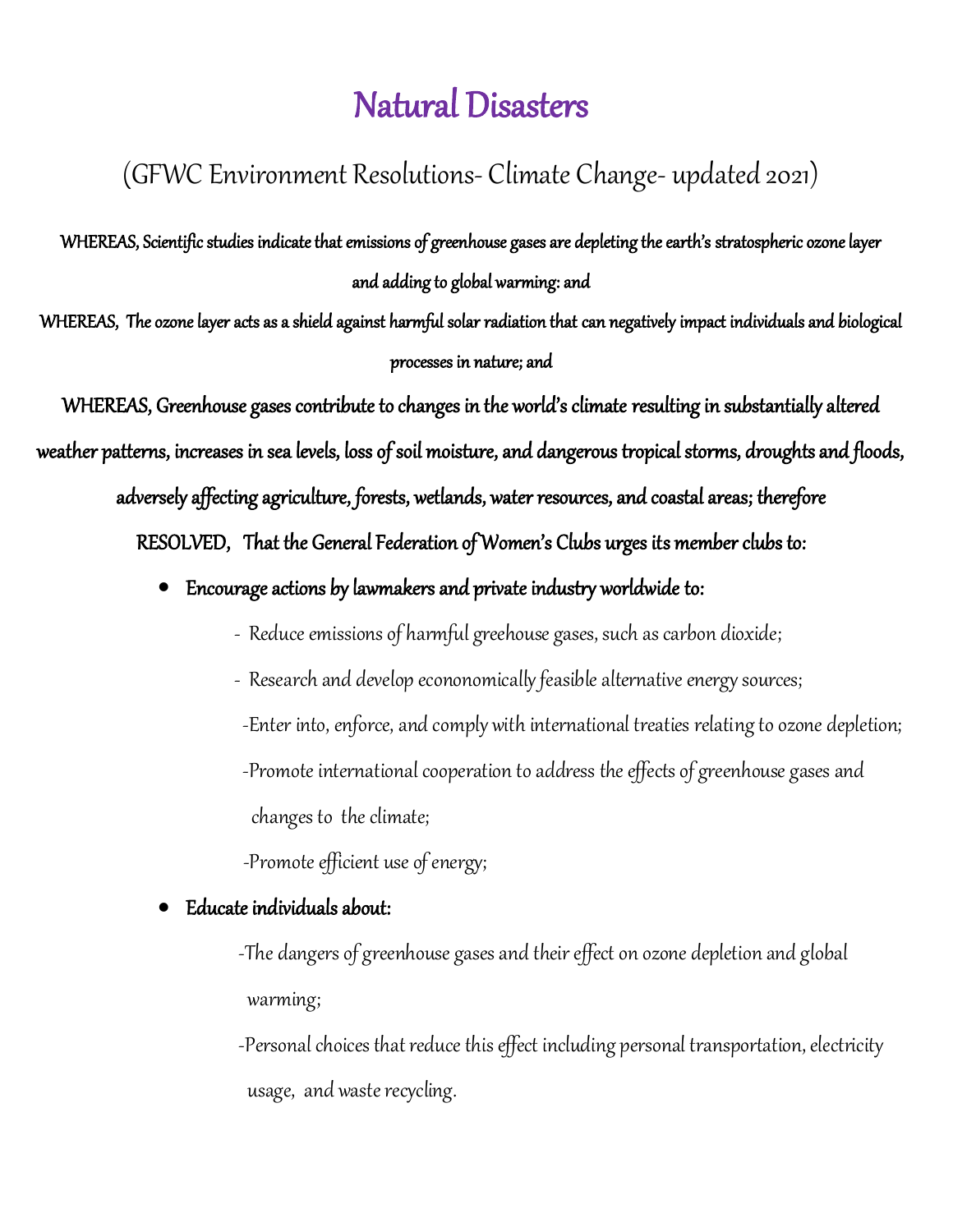# Natural Disasters

## (GFWC Environment Resolutions- Climate Change- updated 2021)

**WHEREAS, Scientific studies indicate that emissions of greenhouse gases are depleting the earth's stratospheric ozone layer and adding to global warming: and**

**WHEREAS, The ozone layer acts as a shield against harmful solar radiation that can negatively impact individuals and biological processes in nature; and**

**WHEREAS, Greenhouse gases contribute to changes in the world's climate resulting in substantially altered weather patterns, increases in sea levels, loss of soil moisture, and dangerous tropical storms, droughts and floods, adversely affecting agriculture, forests, wetlands, water resources, and coastal areas; therefore**

**RESOLVED, That the General Federation of Women's Clubs urges its member clubs to:**

- **Encourage actions by lawmakers and private industry worldwide to:**
  - Reduce emissions of harmful greehouse gases, such as carbon dioxide;
  - Research and develop econonomically feasible alternative energy sources;
  - Enter into, enforce, and comply with international treaties relating to ozone depletion;
  - Promote international cooperation to address the effects of greenhouse gases and changes to the climate;
  - Promote efficient use of energy;
- **Educate individuals about:**
  - The dangers of greenhouse gases and their effect on ozone depletion and global warming;
  - Personal choices that reduce this effect including personal transportation, electricity usage, and waste recycling.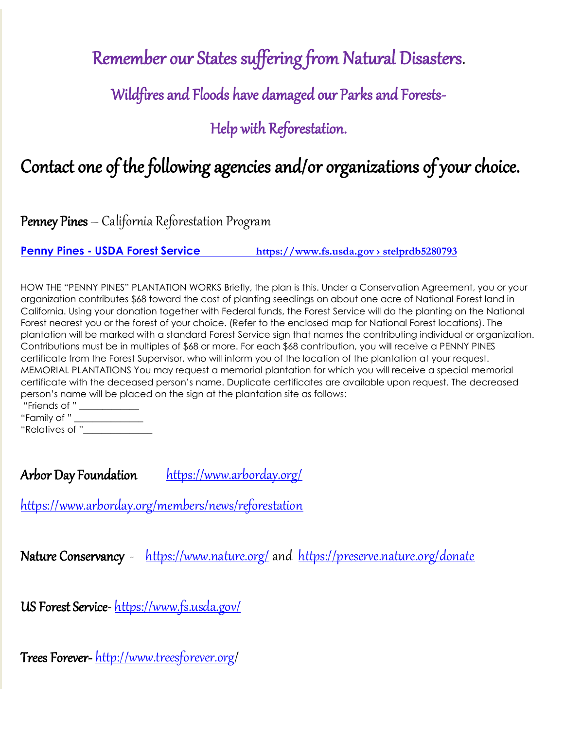# Remember our States suffering from Natural Disasters.

## Wildfires and Floods have damaged our Parks and Forests-

## Help with Reforestation.

# Contact one of the following agencies and/or organizations of your choice.

**Penney Pines** – California Reforestation Program

**[Penny Pines - USDA Forest Service](https://www.fs.usda.gov)** **https://www.fs.usda.gov › stelprdb5280793**

HOW THE "PENNY PINES" PLANTATION WORKS Briefly, the plan is this. Under a Conservation Agreement, you or your organization contributes $68 toward the cost of planting seedlings on about one acre of National Forest land in California. Using your donation together with Federal funds, the Forest Service will do the planting on the National Forest nearest you or the forest of your choice. (Refer to the enclosed map for National Forest locations). The plantation will be marked with a standard Forest Service sign that names the contributing individual or organization. Contributions must be in multiples of $68 or more. For each $68 contribution, you will receive a PENNY PINES certificate from the Forest Supervisor, who will inform you of the location of the plantation at your request. MEMORIAL PLANTATIONS You may request a memorial plantation for which you will receive a special memorial certificate with the deceased person's name. Duplicate certificates are available upon request. The decreased person's name will be placed on the sign at the plantation site as follows:

"Friends of " ____________
"Family of " ______________
"Relatives of "______________

**Arbor Day Foundation** https://www.arborday.org/

https://www.arborday.org/members/news/reforestation

**Nature Conservancy** - https://www.nature.org/ and https://preserve.nature.org/donate

**US Forest Service**- https://www.fs.usda.gov/

**Trees Forever**- http://www.treesforever.org/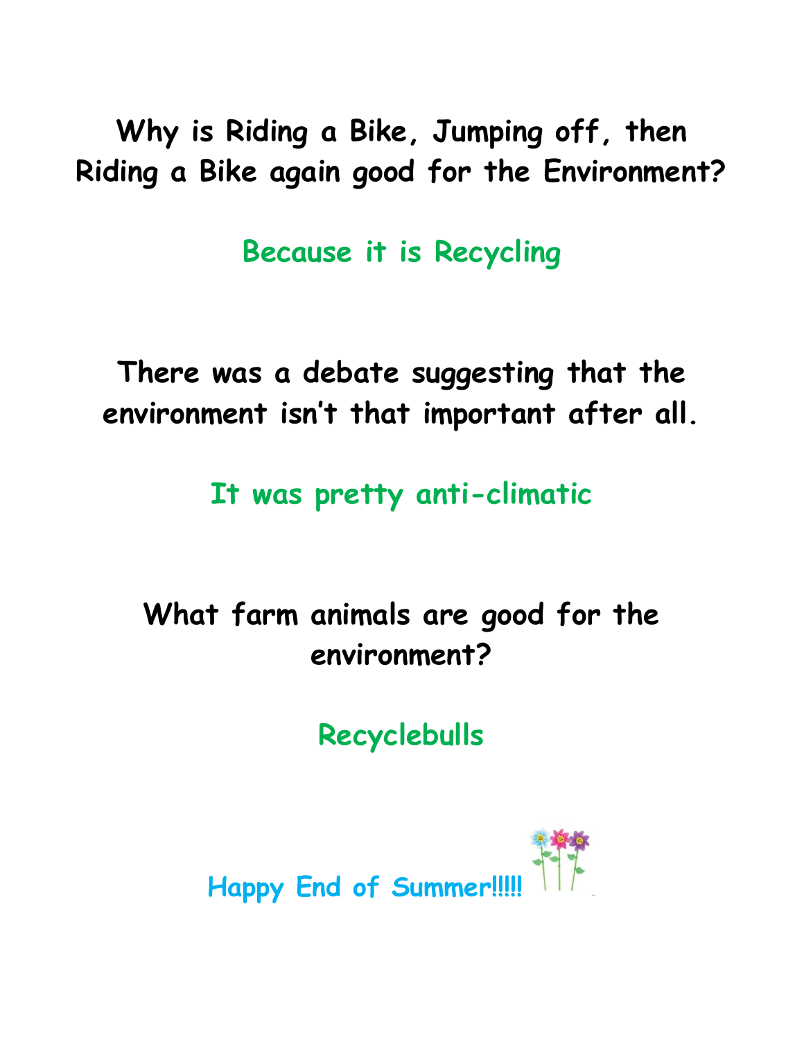**Why is Riding a Bike, Jumping off, then Riding a Bike again good for the Environment?**

Because it is Recycling

**There was a debate suggesting that the environment isn't that important after all.**

It was pretty anti-climatic

**What farm animals are good for the environment?**

Recyclebulls

Happy End of Summer!!!!!